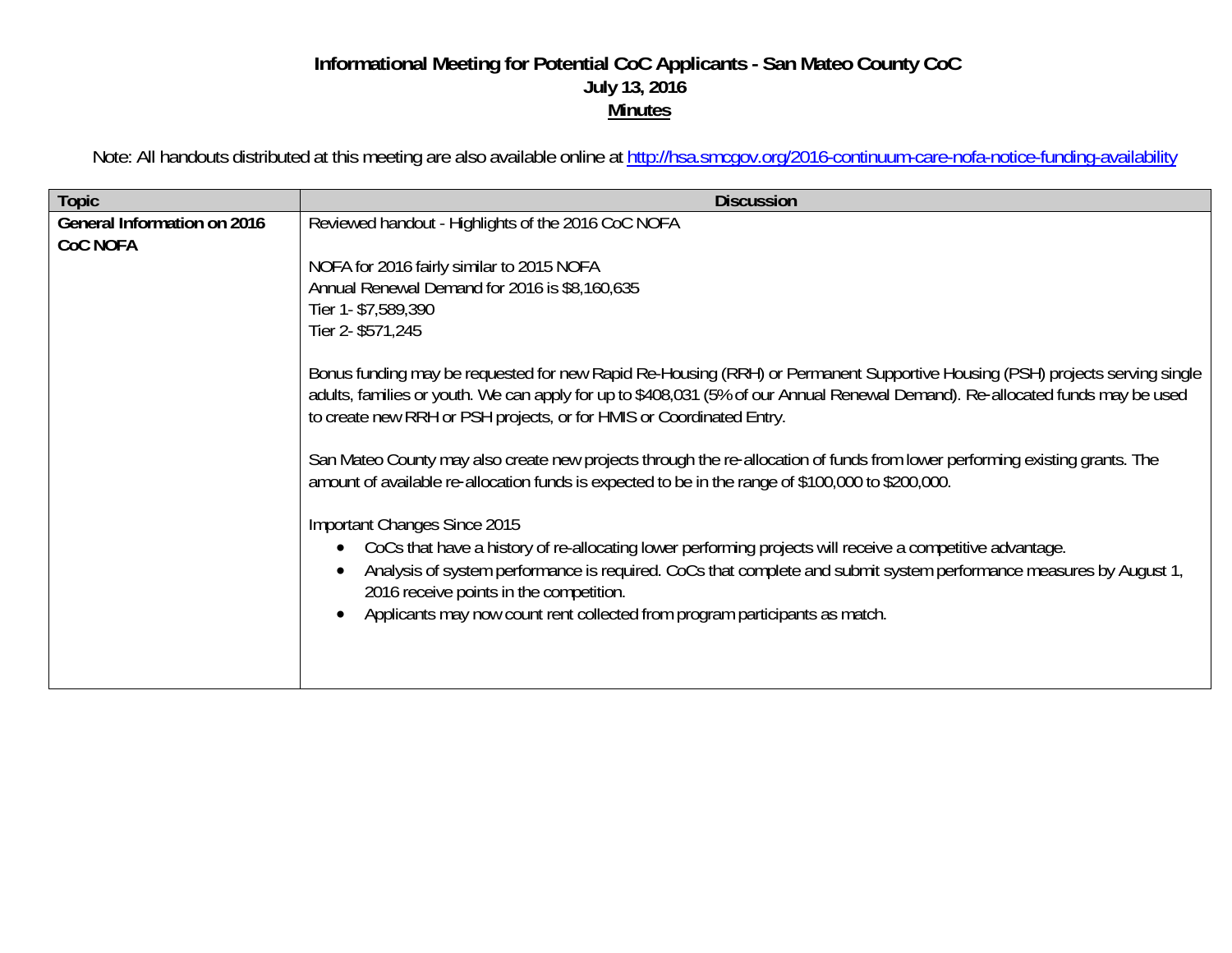# Informational Meeting for Potential CoC Applicants - San Mateo County CoC
## July 13, 2016
## Minutes

Note: All handouts distributed at this meeting are also available online at http://hsa.smcgov.org/2016-continuum-care-nofa-notice-funding-availability

| Topic | Discussion |
| --- | --- |
| **General Information on 2016 CoC NOFA** | Reviewed handout - Highlights of the 2016 CoC NOFA<br><br>NOFA for 2016 fairly similar to 2015 NOFA<br>Annual Renewal Demand for 2016 is $8,160,635<br>Tier 1- $7,589,390<br>Tier 2- $571,245<br><br>Bonus funding may be requested for new Rapid Re-Housing (RRH) or Permanent Supportive Housing (PSH) projects serving single adults, families or youth. We can apply for up to $408,031 (5% of our Annual Renewal Demand). Re-allocated funds may be used to create new RRH or PSH projects, or for HMIS or Coordinated Entry.<br><br>San Mateo County may also create new projects through the re-allocation of funds from lower performing existing grants. The amount of available re-allocation funds is expected to be in the range of $100,000 to $200,000.<br><br>Important Changes Since 2015<br>• CoCs that have a history of re-allocating lower performing projects will receive a competitive advantage.<br>• Analysis of system performance is required. CoCs that complete and submit system performance measures by August 1, 2016 receive points in the competition.<br>• Applicants may now count rent collected from program participants as match. |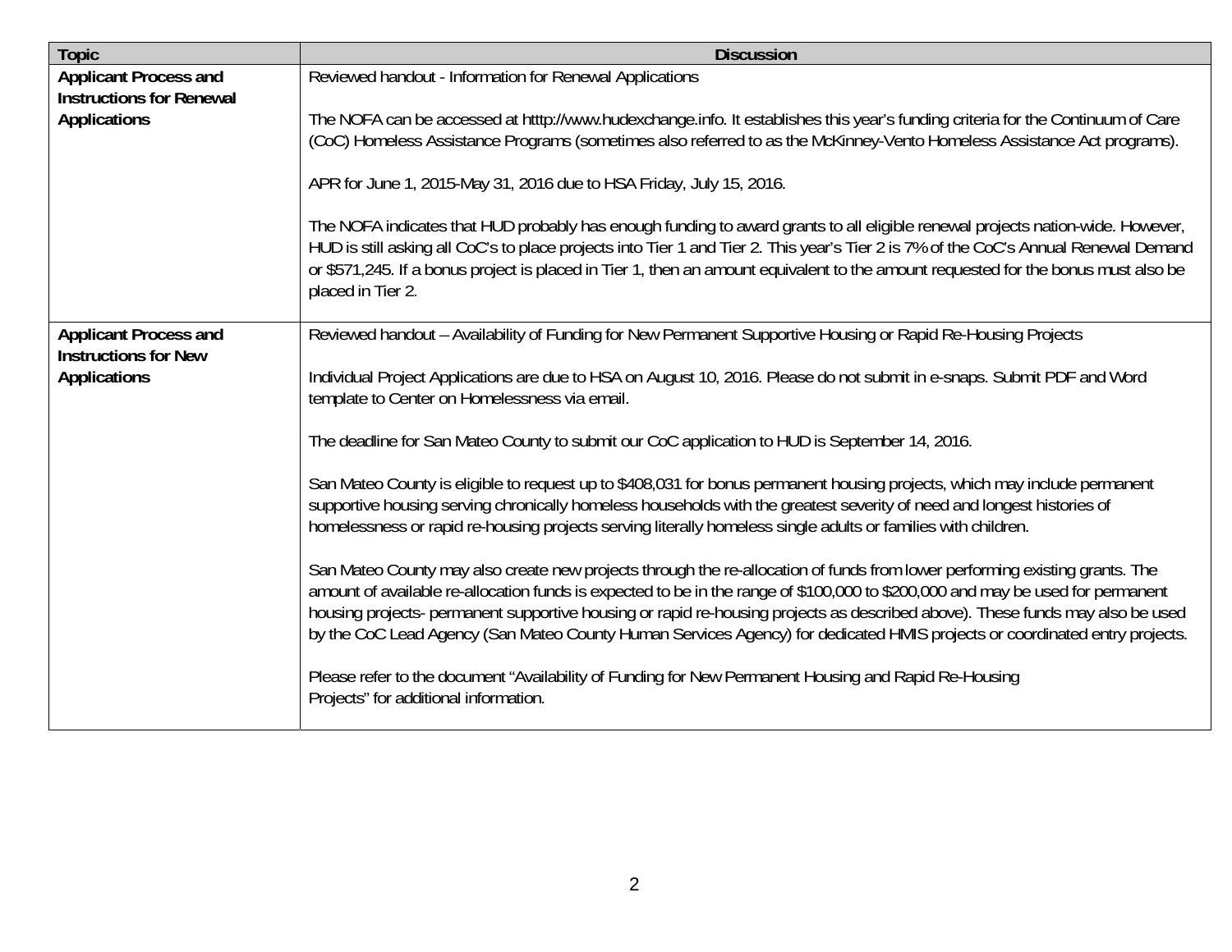| Topic | Discussion |
| --- | --- |
| **Applicant Process and Instructions for Renewal Applications** | Reviewed handout - Information for Renewal Applications<br><br>The NOFA can be accessed at htttp://www.hudexchange.info. It establishes this year's funding criteria for the Continuum of Care (CoC) Homeless Assistance Programs (sometimes also referred to as the McKinney-Vento Homeless Assistance Act programs).<br><br>APR for June 1, 2015-May 31, 2016 due to HSA Friday, July 15, 2016.<br><br>The NOFA indicates that HUD probably has enough funding to award grants to all eligible renewal projects nation-wide. However, HUD is still asking all CoC's to place projects into Tier 1 and Tier 2. This year's Tier 2 is 7% of the CoC's Annual Renewal Demand or $571,245. If a bonus project is placed in Tier 1, then an amount equivalent to the amount requested for the bonus must also be placed in Tier 2. |
| **Applicant Process and Instructions for New Applications** | Reviewed handout – Availability of Funding for New Permanent Supportive Housing or Rapid Re-Housing Projects<br><br>Individual Project Applications are due to HSA on August 10, 2016. Please do not submit in e-snaps. Submit PDF and Word template to Center on Homelessness via email.<br><br>The deadline for San Mateo County to submit our CoC application to HUD is September 14, 2016.<br><br>San Mateo County is eligible to request up to $408,031 for bonus permanent housing projects, which may include permanent supportive housing serving chronically homeless households with the greatest severity of need and longest histories of homelessness or rapid re-housing projects serving literally homeless single adults or families with children.<br><br>San Mateo County may also create new projects through the re-allocation of funds from lower performing existing grants. The amount of available re-allocation funds is expected to be in the range of $100,000 to $200,000 and may be used for permanent housing projects- permanent supportive housing or rapid re-housing projects as described above). These funds may also be used by the CoC Lead Agency (San Mateo County Human Services Agency) for dedicated HMIS projects or coordinated entry projects.<br><br>Please refer to the document "Availability of Funding for New Permanent Housing and Rapid Re-Housing Projects" for additional information. |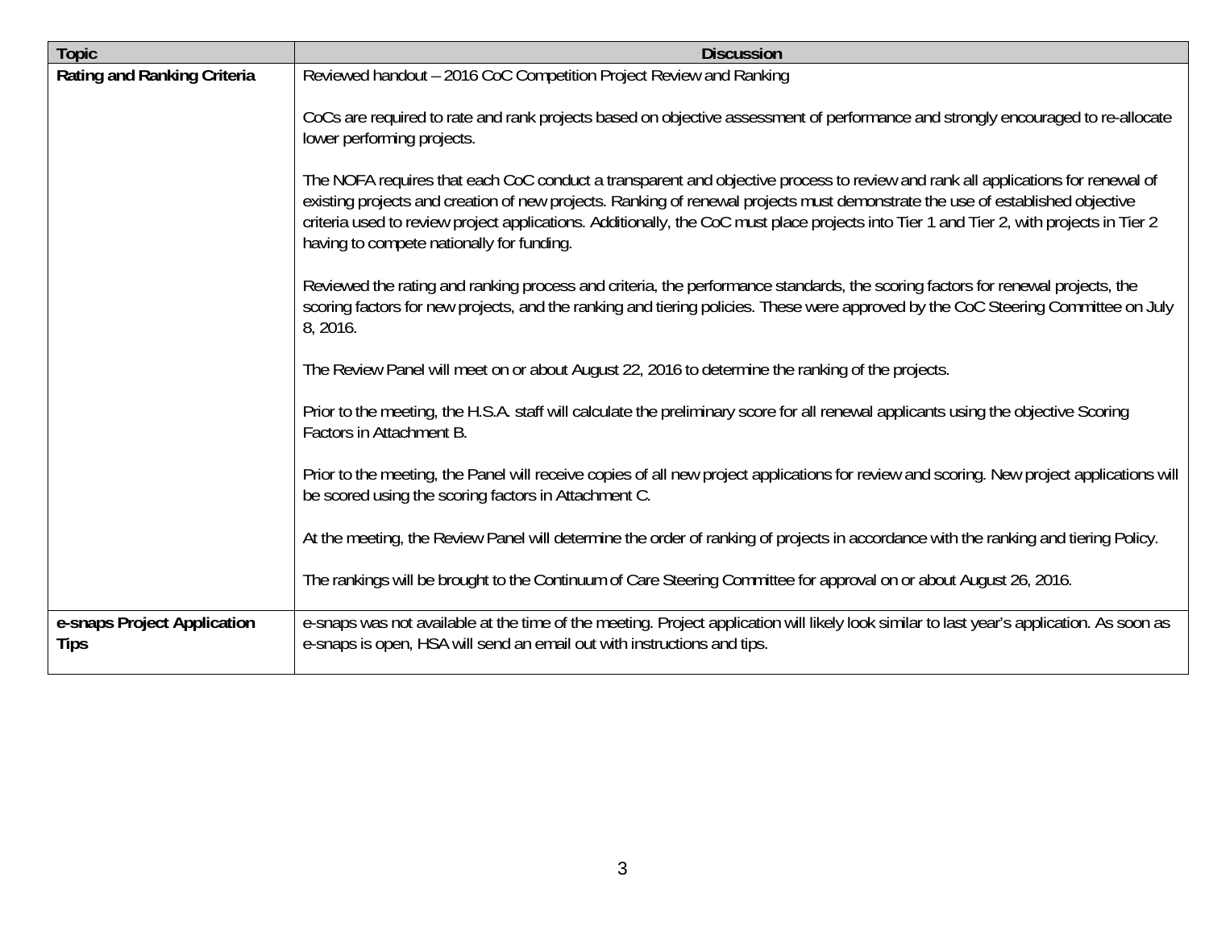| Topic | Discussion |
|---|---|
| **Rating and Ranking Criteria** | Reviewed handout – 2016 CoC Competition Project Review and Ranking<br><br>CoCs are required to rate and rank projects based on objective assessment of performance and strongly encouraged to re-allocate lower performing projects.<br><br>The NOFA requires that each CoC conduct a transparent and objective process to review and rank all applications for renewal of existing projects and creation of new projects. Ranking of renewal projects must demonstrate the use of established objective criteria used to review project applications. Additionally, the CoC must place projects into Tier 1 and Tier 2, with projects in Tier 2 having to compete nationally for funding.<br><br>Reviewed the rating and ranking process and criteria, the performance standards, the scoring factors for renewal projects, the scoring factors for new projects, and the ranking and tiering policies. These were approved by the CoC Steering Committee on July 8, 2016.<br><br>The Review Panel will meet on or about August 22, 2016 to determine the ranking of the projects.<br><br>Prior to the meeting, the H.S.A. staff will calculate the preliminary score for all renewal applicants using the objective Scoring Factors in Attachment B.<br><br>Prior to the meeting, the Panel will receive copies of all new project applications for review and scoring. New project applications will be scored using the scoring factors in Attachment C.<br><br>At the meeting, the Review Panel will determine the order of ranking of projects in accordance with the ranking and tiering Policy.<br><br>The rankings will be brought to the Continuum of Care Steering Committee for approval on or about August 26, 2016. |
| **e-snaps Project Application Tips** | e-snaps was not available at the time of the meeting. Project application will likely look similar to last year's application. As soon as e-snaps is open, HSA will send an email out with instructions and tips. |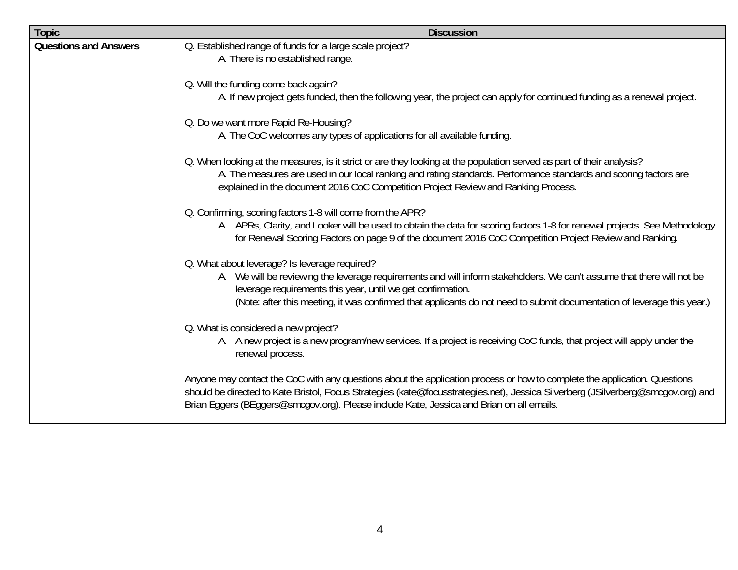| Topic | Discussion |
|---|---|
| **Questions and Answers** | Q. Established range of funds for a large scale project?<br>A. There is no established range.<br><br>Q. Will the funding come back again?<br>A. If new project gets funded, then the following year, the project can apply for continued funding as a renewal project.<br><br>Q. Do we want more Rapid Re-Housing?<br>A. The CoC welcomes any types of applications for all available funding.<br><br>Q. When looking at the measures, is it strict or are they looking at the population served as part of their analysis?<br>A. The measures are used in our local ranking and rating standards. Performance standards and scoring factors are explained in the document 2016 CoC Competition Project Review and Ranking Process.<br><br>Q. Confirming, scoring factors 1-8 will come from the APR?<br>A. APRs, Clarity, and Looker will be used to obtain the data for scoring factors 1-8 for renewal projects. See Methodology for Renewal Scoring Factors on page 9 of the document 2016 CoC Competition Project Review and Ranking.<br><br>Q. What about leverage? Is leverage required?<br>A. We will be reviewing the leverage requirements and will inform stakeholders. We can't assume that there will not be leverage requirements this year, until we get confirmation.<br>(Note: after this meeting, it was confirmed that applicants do not need to submit documentation of leverage this year.)<br><br>Q. What is considered a new project?<br>A. A new project is a new program/new services. If a project is receiving CoC funds, that project will apply under the renewal process.<br><br>Anyone may contact the CoC with any questions about the application process or how to complete the application. Questions should be directed to Kate Bristol, Focus Strategies (kate@focusstrategies.net), Jessica Silverberg (JSilverberg@smcgov.org) and Brian Eggers (BEggers@smcgov.org). Please include Kate, Jessica and Brian on all emails. |